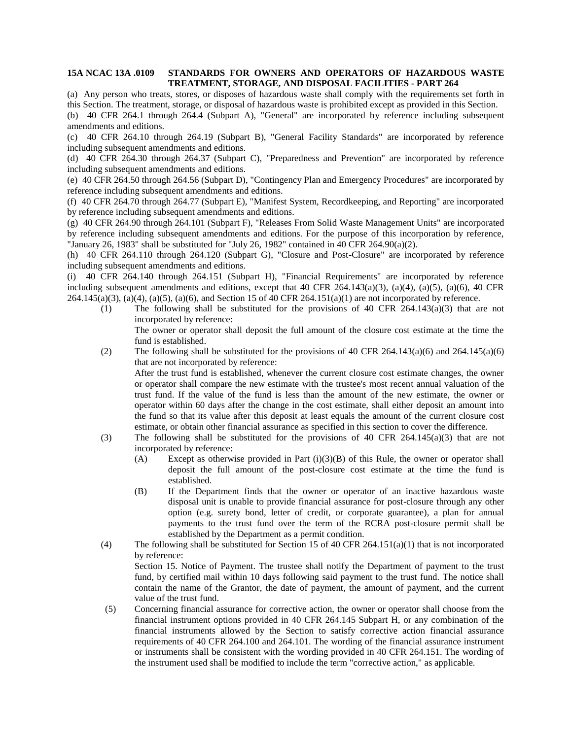**15A NCAC 13A .0109 STANDARDS FOR OWNERS AND OPERATORS OF HAZARDOUS WASTE TREATMENT, STORAGE, AND DISPOSAL FACILITIES - PART 264**

(a) Any person who treats, stores, or disposes of hazardous waste shall comply with the requirements set forth in this Section. The treatment, storage, or disposal of hazardous waste is prohibited except as provided in this Section.

(b) 40 CFR 264.1 through 264.4 (Subpart A), "General" are incorporated by reference including subsequent amendments and editions.

(c) 40 CFR 264.10 through 264.19 (Subpart B), "General Facility Standards" are incorporated by reference including subsequent amendments and editions.

(d) 40 CFR 264.30 through 264.37 (Subpart C), "Preparedness and Prevention" are incorporated by reference including subsequent amendments and editions.

(e) 40 CFR 264.50 through 264.56 (Subpart D), "Contingency Plan and Emergency Procedures" are incorporated by reference including subsequent amendments and editions.

(f) 40 CFR 264.70 through 264.77 (Subpart E), "Manifest System, Recordkeeping, and Reporting" are incorporated by reference including subsequent amendments and editions.

(g) 40 CFR 264.90 through 264.101 (Subpart F), "Releases From Solid Waste Management Units" are incorporated by reference including subsequent amendments and editions. For the purpose of this incorporation by reference, "January 26, 1983" shall be substituted for "July 26, 1982" contained in 40 CFR 264.90(a)(2).

(h) 40 CFR 264.110 through 264.120 (Subpart G), "Closure and Post-Closure" are incorporated by reference including subsequent amendments and editions.

(i) 40 CFR 264.140 through 264.151 (Subpart H), "Financial Requirements" are incorporated by reference including subsequent amendments and editions, except that 40 CFR 264.143(a)(3), (a)(4), (a)(5), (a)(6), 40 CFR 264.145(a)(3), (a)(4), (a)(5), (a)(6), and Section 15 of 40 CFR 264.151(a)(1) are not incorporated by reference.

(1) The following shall be substituted for the provisions of 40 CFR 264.143(a)(3) that are not incorporated by reference:
The owner or operator shall deposit the full amount of the closure cost estimate at the time the fund is established.

(2) The following shall be substituted for the provisions of 40 CFR 264.143(a)(6) and 264.145(a)(6) that are not incorporated by reference:
After the trust fund is established, whenever the current closure cost estimate changes, the owner or operator shall compare the new estimate with the trustee's most recent annual valuation of the trust fund. If the value of the fund is less than the amount of the new estimate, the owner or operator within 60 days after the change in the cost estimate, shall either deposit an amount into the fund so that its value after this deposit at least equals the amount of the current closure cost estimate, or obtain other financial assurance as specified in this section to cover the difference.

(3) The following shall be substituted for the provisions of 40 CFR 264.145(a)(3) that are not incorporated by reference:

(A) Except as otherwise provided in Part (i)(3)(B) of this Rule, the owner or operator shall deposit the full amount of the post-closure cost estimate at the time the fund is established.

(B) If the Department finds that the owner or operator of an inactive hazardous waste disposal unit is unable to provide financial assurance for post-closure through any other option (e.g. surety bond, letter of credit, or corporate guarantee), a plan for annual payments to the trust fund over the term of the RCRA post-closure permit shall be established by the Department as a permit condition.

(4) The following shall be substituted for Section 15 of 40 CFR 264.151(a)(1) that is not incorporated by reference:
Section 15. Notice of Payment. The trustee shall notify the Department of payment to the trust fund, by certified mail within 10 days following said payment to the trust fund. The notice shall contain the name of the Grantor, the date of payment, the amount of payment, and the current value of the trust fund.

(5) Concerning financial assurance for corrective action, the owner or operator shall choose from the financial instrument options provided in 40 CFR 264.145 Subpart H, or any combination of the financial instruments allowed by the Section to satisfy corrective action financial assurance requirements of 40 CFR 264.100 and 264.101. The wording of the financial assurance instrument or instruments shall be consistent with the wording provided in 40 CFR 264.151. The wording of the instrument used shall be modified to include the term "corrective action," as applicable.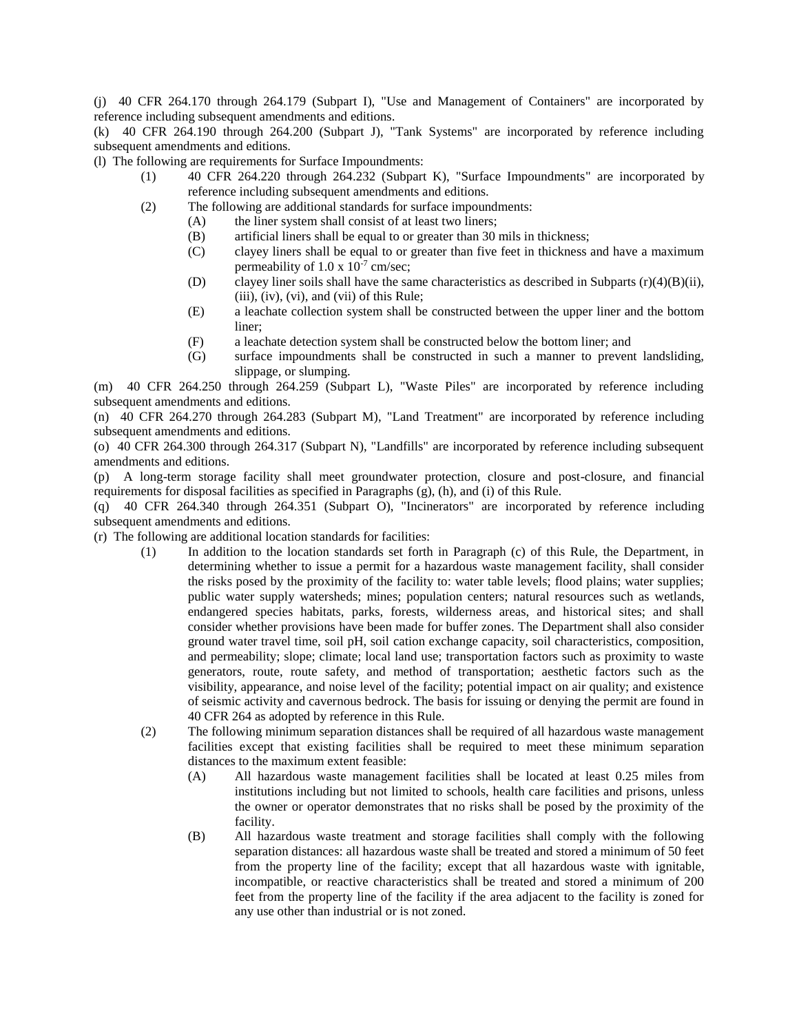(j) 40 CFR 264.170 through 264.179 (Subpart I), "Use and Management of Containers" are incorporated by reference including subsequent amendments and editions.

(k) 40 CFR 264.190 through 264.200 (Subpart J), "Tank Systems" are incorporated by reference including subsequent amendments and editions.

(l) The following are requirements for Surface Impoundments:

- (1) 40 CFR 264.220 through 264.232 (Subpart K), "Surface Impoundments" are incorporated by reference including subsequent amendments and editions.
- (2) The following are additional standards for surface impoundments:
  - (A) the liner system shall consist of at least two liners;
  - (B) artificial liners shall be equal to or greater than 30 mils in thickness;
  - (C) clayey liners shall be equal to or greater than five feet in thickness and have a maximum permeability of $1.0 \times 10^{-7}$ cm/sec;
  - (D) clayey liner soils shall have the same characteristics as described in Subparts (r)(4)(B)(ii), (iii), (iv), (vi), and (vii) of this Rule;
  - (E) a leachate collection system shall be constructed between the upper liner and the bottom liner;
  - (F) a leachate detection system shall be constructed below the bottom liner; and
  - (G) surface impoundments shall be constructed in such a manner to prevent landsliding, slippage, or slumping.

(m) 40 CFR 264.250 through 264.259 (Subpart L), "Waste Piles" are incorporated by reference including subsequent amendments and editions.

(n) 40 CFR 264.270 through 264.283 (Subpart M), "Land Treatment" are incorporated by reference including subsequent amendments and editions.

(o) 40 CFR 264.300 through 264.317 (Subpart N), "Landfills" are incorporated by reference including subsequent amendments and editions.

(p) A long-term storage facility shall meet groundwater protection, closure and post-closure, and financial requirements for disposal facilities as specified in Paragraphs (g), (h), and (i) of this Rule.

(q) 40 CFR 264.340 through 264.351 (Subpart O), "Incinerators" are incorporated by reference including subsequent amendments and editions.

(r) The following are additional location standards for facilities:

- (1) In addition to the location standards set forth in Paragraph (c) of this Rule, the Department, in determining whether to issue a permit for a hazardous waste management facility, shall consider the risks posed by the proximity of the facility to: water table levels; flood plains; water supplies; public water supply watersheds; mines; population centers; natural resources such as wetlands, endangered species habitats, parks, forests, wilderness areas, and historical sites; and shall consider whether provisions have been made for buffer zones. The Department shall also consider ground water travel time, soil pH, soil cation exchange capacity, soil characteristics, composition, and permeability; slope; climate; local land use; transportation factors such as proximity to waste generators, route, route safety, and method of transportation; aesthetic factors such as the visibility, appearance, and noise level of the facility; potential impact on air quality; and existence of seismic activity and cavernous bedrock. The basis for issuing or denying the permit are found in 40 CFR 264 as adopted by reference in this Rule.
- (2) The following minimum separation distances shall be required of all hazardous waste management facilities except that existing facilities shall be required to meet these minimum separation distances to the maximum extent feasible:
  - (A) All hazardous waste management facilities shall be located at least 0.25 miles from institutions including but not limited to schools, health care facilities and prisons, unless the owner or operator demonstrates that no risks shall be posed by the proximity of the facility.
  - (B) All hazardous waste treatment and storage facilities shall comply with the following separation distances: all hazardous waste shall be treated and stored a minimum of 50 feet from the property line of the facility; except that all hazardous waste with ignitable, incompatible, or reactive characteristics shall be treated and stored a minimum of 200 feet from the property line of the facility if the area adjacent to the facility is zoned for any use other than industrial or is not zoned.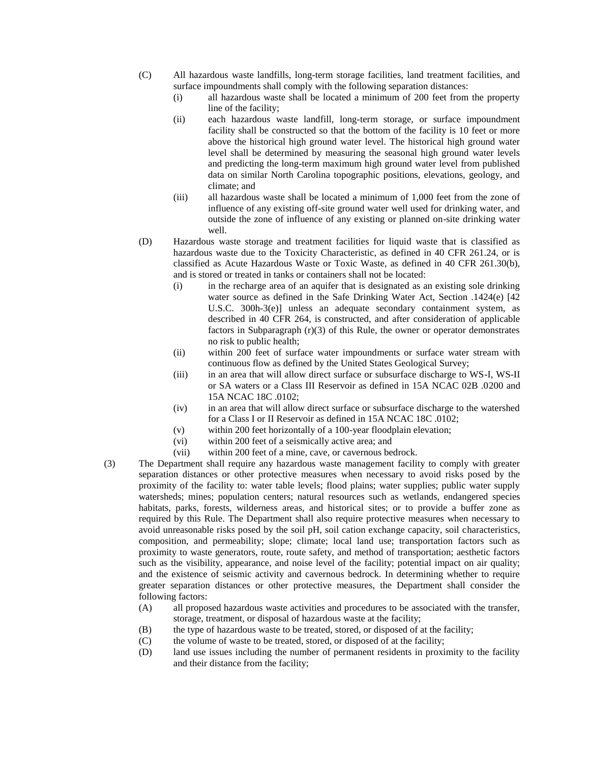(C) All hazardous waste landfills, long-term storage facilities, land treatment facilities, and surface impoundments shall comply with the following separation distances:

  (i) all hazardous waste shall be located a minimum of 200 feet from the property line of the facility;

  (ii) each hazardous waste landfill, long-term storage, or surface impoundment facility shall be constructed so that the bottom of the facility is 10 feet or more above the historical high ground water level. The historical high ground water level shall be determined by measuring the seasonal high ground water levels and predicting the long-term maximum high ground water level from published data on similar North Carolina topographic positions, elevations, geology, and climate; and

  (iii) all hazardous waste shall be located a minimum of 1,000 feet from the zone of influence of any existing off-site ground water well used for drinking water, and outside the zone of influence of any existing or planned on-site drinking water well.

(D) Hazardous waste storage and treatment facilities for liquid waste that is classified as hazardous waste due to the Toxicity Characteristic, as defined in 40 CFR 261.24, or is classified as Acute Hazardous Waste or Toxic Waste, as defined in 40 CFR 261.30(b), and is stored or treated in tanks or containers shall not be located:

  (i) in the recharge area of an aquifer that is designated as an existing sole drinking water source as defined in the Safe Drinking Water Act, Section .1424(e) [42 U.S.C. 300h-3(e)] unless an adequate secondary containment system, as described in 40 CFR 264, is constructed, and after consideration of applicable factors in Subparagraph (r)(3) of this Rule, the owner or operator demonstrates no risk to public health;

  (ii) within 200 feet of surface water impoundments or surface water stream with continuous flow as defined by the United States Geological Survey;

  (iii) in an area that will allow direct surface or subsurface discharge to WS-I, WS-II or SA waters or a Class III Reservoir as defined in 15A NCAC 02B .0200 and 15A NCAC 18C .0102;

  (iv) in an area that will allow direct surface or subsurface discharge to the watershed for a Class I or II Reservoir as defined in 15A NCAC 18C .0102;

  (v) within 200 feet horizontally of a 100-year floodplain elevation;

  (vi) within 200 feet of a seismically active area; and

  (vii) within 200 feet of a mine, cave, or cavernous bedrock.

(3) The Department shall require any hazardous waste management facility to comply with greater separation distances or other protective measures when necessary to avoid risks posed by the proximity of the facility to: water table levels; flood plains; water supplies; public water supply watersheds; mines; population centers; natural resources such as wetlands, endangered species habitats, parks, forests, wilderness areas, and historical sites; or to provide a buffer zone as required by this Rule. The Department shall also require protective measures when necessary to avoid unreasonable risks posed by the soil pH, soil cation exchange capacity, soil characteristics, composition, and permeability; slope; climate; local land use; transportation factors such as proximity to waste generators, route, route safety, and method of transportation; aesthetic factors such as the visibility, appearance, and noise level of the facility; potential impact on air quality; and the existence of seismic activity and cavernous bedrock. In determining whether to require greater separation distances or other protective measures, the Department shall consider the following factors:

  (A) all proposed hazardous waste activities and procedures to be associated with the transfer, storage, treatment, or disposal of hazardous waste at the facility;

  (B) the type of hazardous waste to be treated, stored, or disposed of at the facility;

  (C) the volume of waste to be treated, stored, or disposed of at the facility;

  (D) land use issues including the number of permanent residents in proximity to the facility and their distance from the facility;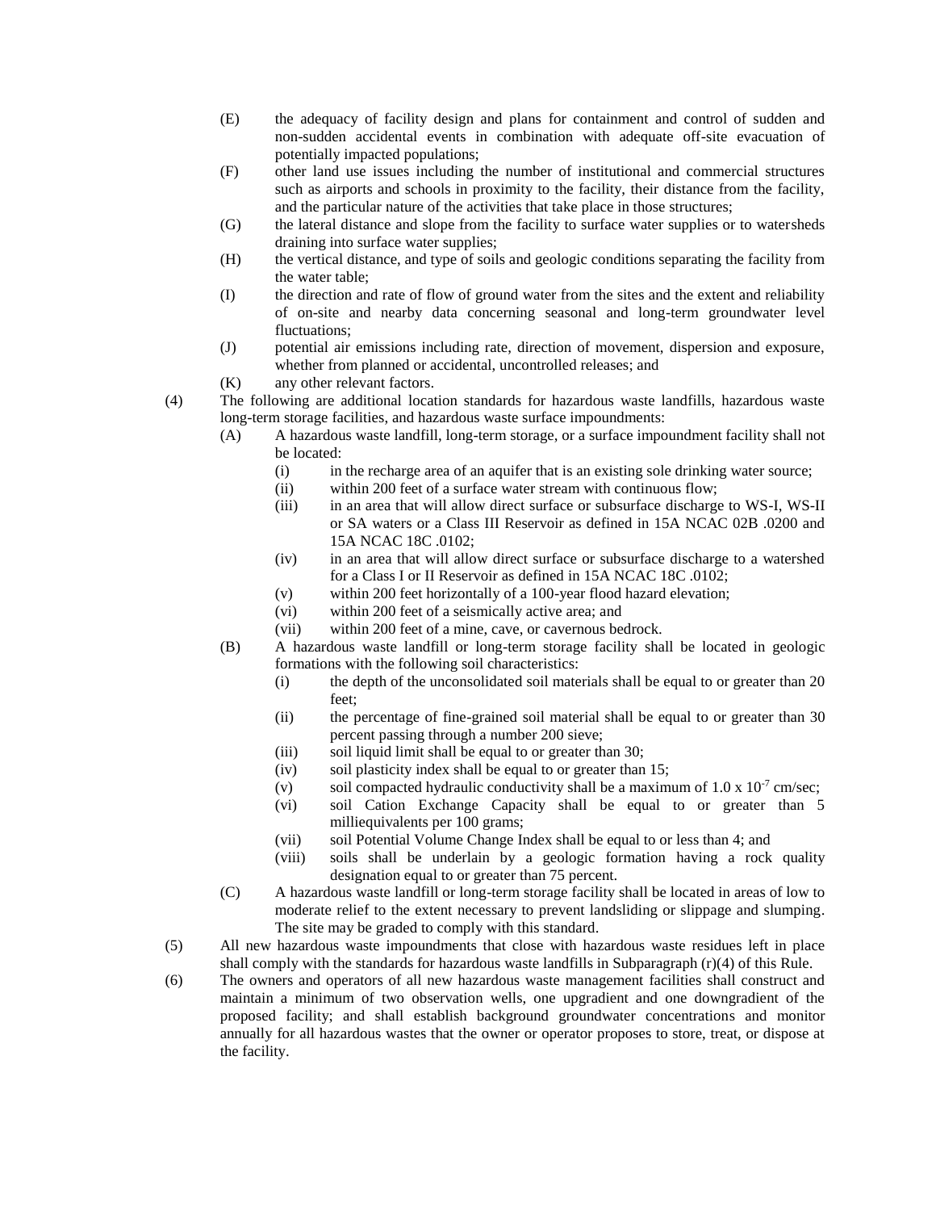(E) the adequacy of facility design and plans for containment and control of sudden and non-sudden accidental events in combination with adequate off-site evacuation of potentially impacted populations;

(F) other land use issues including the number of institutional and commercial structures such as airports and schools in proximity to the facility, their distance from the facility, and the particular nature of the activities that take place in those structures;

(G) the lateral distance and slope from the facility to surface water supplies or to watersheds draining into surface water supplies;

(H) the vertical distance, and type of soils and geologic conditions separating the facility from the water table;

(I) the direction and rate of flow of ground water from the sites and the extent and reliability of on-site and nearby data concerning seasonal and long-term groundwater level fluctuations;

(J) potential air emissions including rate, direction of movement, dispersion and exposure, whether from planned or accidental, uncontrolled releases; and

(K) any other relevant factors.

(4) The following are additional location standards for hazardous waste landfills, hazardous waste long-term storage facilities, and hazardous waste surface impoundments:

(A) A hazardous waste landfill, long-term storage, or a surface impoundment facility shall not be located:

(i) in the recharge area of an aquifer that is an existing sole drinking water source;

(ii) within 200 feet of a surface water stream with continuous flow;

(iii) in an area that will allow direct surface or subsurface discharge to WS-I, WS-II or SA waters or a Class III Reservoir as defined in 15A NCAC 02B .0200 and 15A NCAC 18C .0102;

(iv) in an area that will allow direct surface or subsurface discharge to a watershed for a Class I or II Reservoir as defined in 15A NCAC 18C .0102;

(v) within 200 feet horizontally of a 100-year flood hazard elevation;

(vi) within 200 feet of a seismically active area; and

(vii) within 200 feet of a mine, cave, or cavernous bedrock.

(B) A hazardous waste landfill or long-term storage facility shall be located in geologic formations with the following soil characteristics:

(i) the depth of the unconsolidated soil materials shall be equal to or greater than 20 feet;

(ii) the percentage of fine-grained soil material shall be equal to or greater than 30 percent passing through a number 200 sieve;

(iii) soil liquid limit shall be equal to or greater than 30;

(iv) soil plasticity index shall be equal to or greater than 15;

(v) soil compacted hydraulic conductivity shall be a maximum of $1.0 \times 10^{-7}$ cm/sec;

(vi) soil Cation Exchange Capacity shall be equal to or greater than 5 milliequivalents per 100 grams;

(vii) soil Potential Volume Change Index shall be equal to or less than 4; and

(viii) soils shall be underlain by a geologic formation having a rock quality designation equal to or greater than 75 percent.

(C) A hazardous waste landfill or long-term storage facility shall be located in areas of low to moderate relief to the extent necessary to prevent landsliding or slippage and slumping. The site may be graded to comply with this standard.

(5) All new hazardous waste impoundments that close with hazardous waste residues left in place shall comply with the standards for hazardous waste landfills in Subparagraph (r)(4) of this Rule.

(6) The owners and operators of all new hazardous waste management facilities shall construct and maintain a minimum of two observation wells, one upgradient and one downgradient of the proposed facility; and shall establish background groundwater concentrations and monitor annually for all hazardous wastes that the owner or operator proposes to store, treat, or dispose at the facility.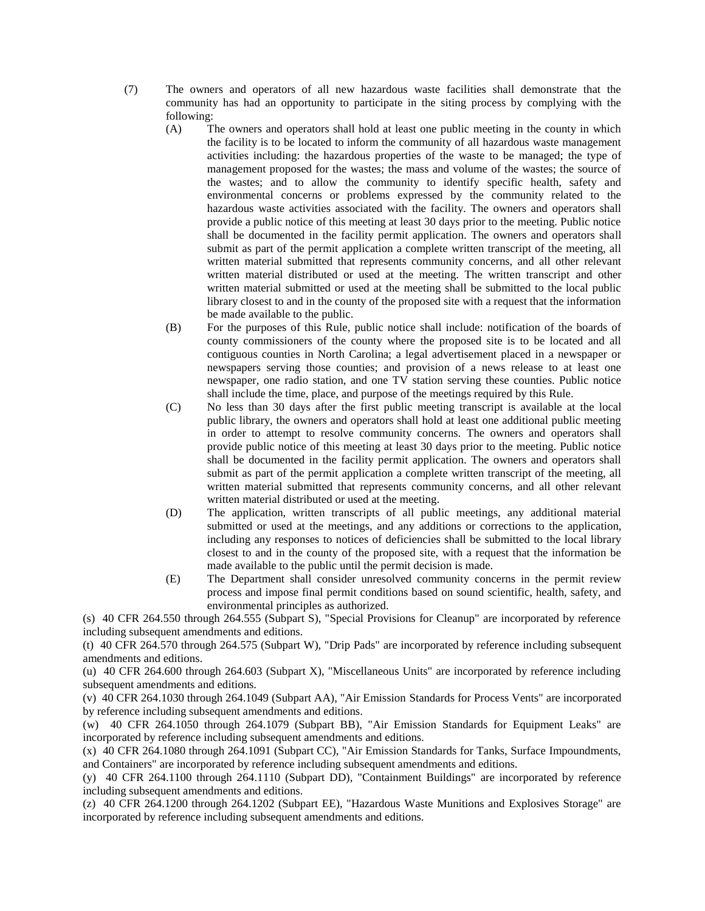(7) The owners and operators of all new hazardous waste facilities shall demonstrate that the community has had an opportunity to participate in the siting process by complying with the following:

(A) The owners and operators shall hold at least one public meeting in the county in which the facility is to be located to inform the community of all hazardous waste management activities including: the hazardous properties of the waste to be managed; the type of management proposed for the wastes; the mass and volume of the wastes; the source of the wastes; and to allow the community to identify specific health, safety and environmental concerns or problems expressed by the community related to the hazardous waste activities associated with the facility. The owners and operators shall provide a public notice of this meeting at least 30 days prior to the meeting. Public notice shall be documented in the facility permit application. The owners and operators shall submit as part of the permit application a complete written transcript of the meeting, all written material submitted that represents community concerns, and all other relevant written material distributed or used at the meeting. The written transcript and other written material submitted or used at the meeting shall be submitted to the local public library closest to and in the county of the proposed site with a request that the information be made available to the public.

(B) For the purposes of this Rule, public notice shall include: notification of the boards of county commissioners of the county where the proposed site is to be located and all contiguous counties in North Carolina; a legal advertisement placed in a newspaper or newspapers serving those counties; and provision of a news release to at least one newspaper, one radio station, and one TV station serving these counties. Public notice shall include the time, place, and purpose of the meetings required by this Rule.

(C) No less than 30 days after the first public meeting transcript is available at the local public library, the owners and operators shall hold at least one additional public meeting in order to attempt to resolve community concerns. The owners and operators shall provide public notice of this meeting at least 30 days prior to the meeting. Public notice shall be documented in the facility permit application. The owners and operators shall submit as part of the permit application a complete written transcript of the meeting, all written material submitted that represents community concerns, and all other relevant written material distributed or used at the meeting.

(D) The application, written transcripts of all public meetings, any additional material submitted or used at the meetings, and any additions or corrections to the application, including any responses to notices of deficiencies shall be submitted to the local library closest to and in the county of the proposed site, with a request that the information be made available to the public until the permit decision is made.

(E) The Department shall consider unresolved community concerns in the permit review process and impose final permit conditions based on sound scientific, health, safety, and environmental principles as authorized.

(s) 40 CFR 264.550 through 264.555 (Subpart S), "Special Provisions for Cleanup" are incorporated by reference including subsequent amendments and editions.

(t) 40 CFR 264.570 through 264.575 (Subpart W), "Drip Pads" are incorporated by reference including subsequent amendments and editions.

(u) 40 CFR 264.600 through 264.603 (Subpart X), "Miscellaneous Units" are incorporated by reference including subsequent amendments and editions.

(v) 40 CFR 264.1030 through 264.1049 (Subpart AA), "Air Emission Standards for Process Vents" are incorporated by reference including subsequent amendments and editions.

(w) 40 CFR 264.1050 through 264.1079 (Subpart BB), "Air Emission Standards for Equipment Leaks" are incorporated by reference including subsequent amendments and editions.

(x) 40 CFR 264.1080 through 264.1091 (Subpart CC), "Air Emission Standards for Tanks, Surface Impoundments, and Containers" are incorporated by reference including subsequent amendments and editions.

(y) 40 CFR 264.1100 through 264.1110 (Subpart DD), "Containment Buildings" are incorporated by reference including subsequent amendments and editions.

(z) 40 CFR 264.1200 through 264.1202 (Subpart EE), "Hazardous Waste Munitions and Explosives Storage" are incorporated by reference including subsequent amendments and editions.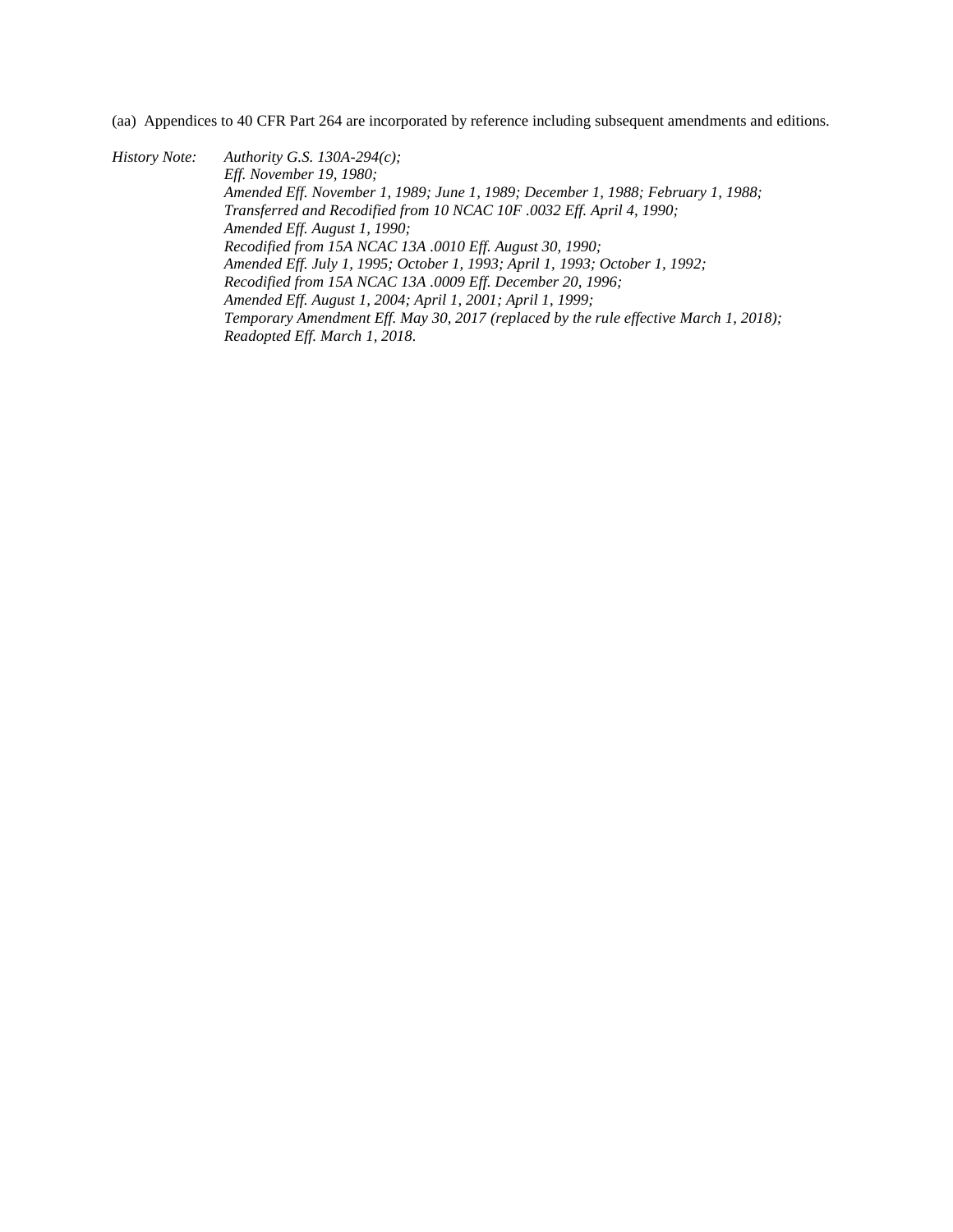(aa) Appendices to 40 CFR Part 264 are incorporated by reference including subsequent amendments and editions.

*History Note:* *Authority G.S. 130A-294(c);*
*Eff. November 19, 1980;*
*Amended Eff. November 1, 1989; June 1, 1989; December 1, 1988; February 1, 1988;*
*Transferred and Recodified from 10 NCAC 10F .0032 Eff. April 4, 1990;*
*Amended Eff. August 1, 1990;*
*Recodified from 15A NCAC 13A .0010 Eff. August 30, 1990;*
*Amended Eff. July 1, 1995; October 1, 1993; April 1, 1993; October 1, 1992;*
*Recodified from 15A NCAC 13A .0009 Eff. December 20, 1996;*
*Amended Eff. August 1, 2004; April 1, 2001; April 1, 1999;*
*Temporary Amendment Eff. May 30, 2017 (replaced by the rule effective March 1, 2018);*
*Readopted Eff. March 1, 2018.*